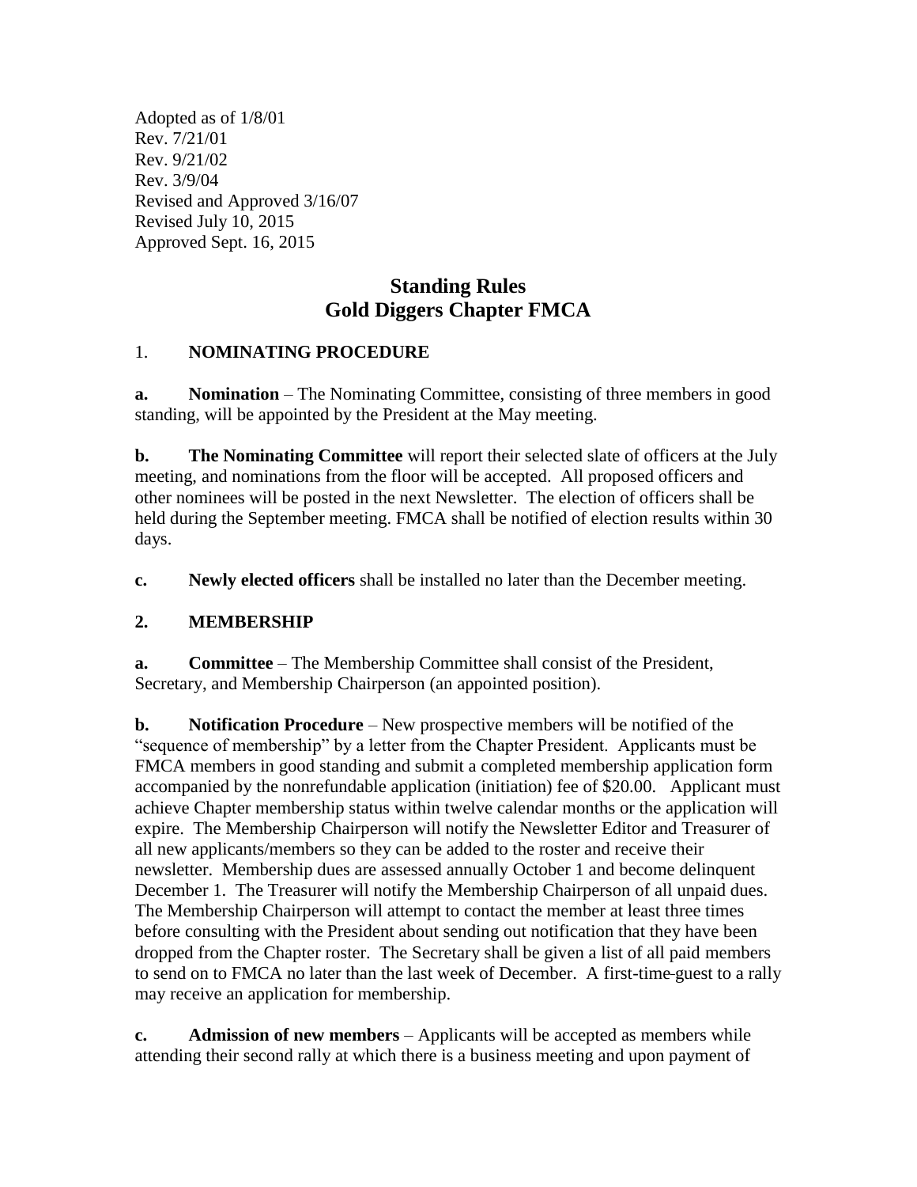Adopted as of 1/8/01
Rev. 7/21/01
Rev. 9/21/02
Rev. 3/9/04
Revised and Approved 3/16/07
Revised July 10, 2015
Approved Sept. 16, 2015

# Standing Rules
# Gold Diggers Chapter FMCA

## 1. NOMINATING PROCEDURE

**a. Nomination** – The Nominating Committee, consisting of three members in good standing, will be appointed by the President at the May meeting.

**b. The Nominating Committee** will report their selected slate of officers at the July meeting, and nominations from the floor will be accepted. All proposed officers and other nominees will be posted in the next Newsletter. The election of officers shall be held during the September meeting. FMCA shall be notified of election results within 30 days.

**c. Newly elected officers** shall be installed no later than the December meeting.

## 2. MEMBERSHIP

**a. Committee** – The Membership Committee shall consist of the President, Secretary, and Membership Chairperson (an appointed position).

**b. Notification Procedure** – New prospective members will be notified of the "sequence of membership" by a letter from the Chapter President. Applicants must be FMCA members in good standing and submit a completed membership application form accompanied by the nonrefundable application (initiation) fee of $20.00. Applicant must achieve Chapter membership status within twelve calendar months or the application will expire. The Membership Chairperson will notify the Newsletter Editor and Treasurer of all new applicants/members so they can be added to the roster and receive their newsletter. Membership dues are assessed annually October 1 and become delinquent December 1. The Treasurer will notify the Membership Chairperson of all unpaid dues. The Membership Chairperson will attempt to contact the member at least three times before consulting with the President about sending out notification that they have been dropped from the Chapter roster. The Secretary shall be given a list of all paid members to send on to FMCA no later than the last week of December. A first-time guest to a rally may receive an application for membership.

**c. Admission of new members** – Applicants will be accepted as members while attending their second rally at which there is a business meeting and upon payment of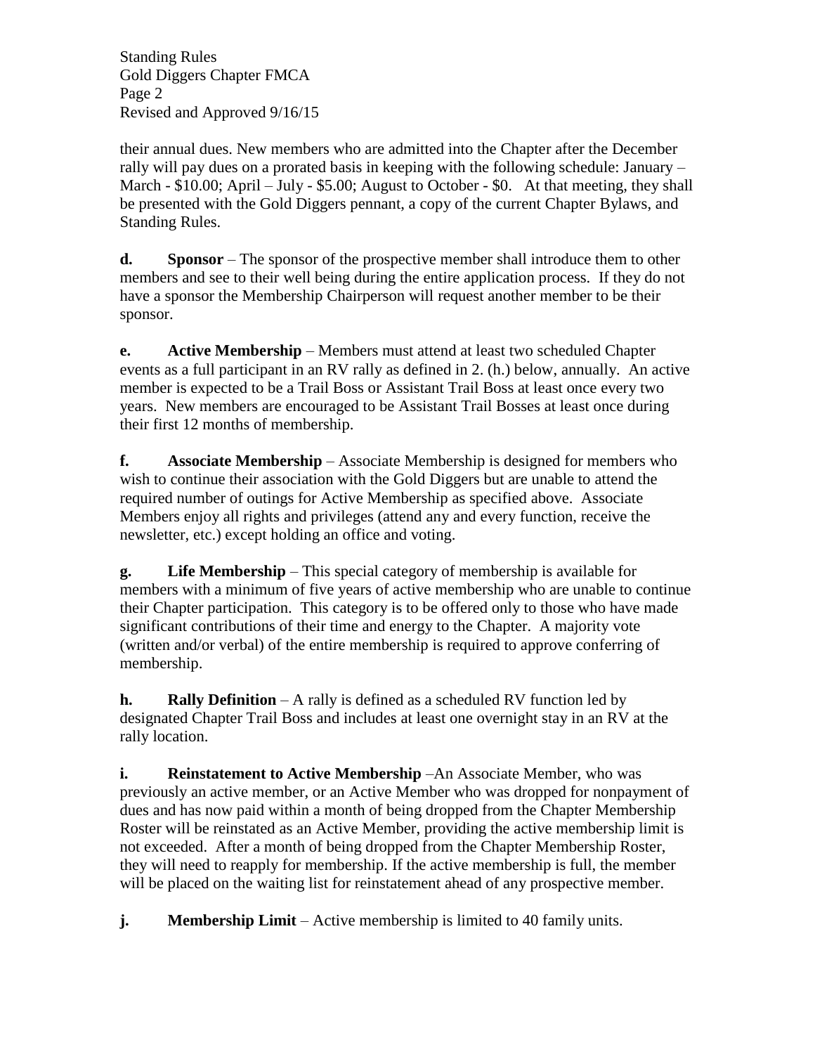their annual dues. New members who are admitted into the Chapter after the December rally will pay dues on a prorated basis in keeping with the following schedule: January – March - $10.00; April – July - $5.00; August to October - $0. At that meeting, they shall be presented with the Gold Diggers pennant, a copy of the current Chapter Bylaws, and Standing Rules.

**d. Sponsor** – The sponsor of the prospective member shall introduce them to other members and see to their well being during the entire application process. If they do not have a sponsor the Membership Chairperson will request another member to be their sponsor.

**e. Active Membership** – Members must attend at least two scheduled Chapter events as a full participant in an RV rally as defined in 2. (h.) below, annually. An active member is expected to be a Trail Boss or Assistant Trail Boss at least once every two years. New members are encouraged to be Assistant Trail Bosses at least once during their first 12 months of membership.

**f. Associate Membership** – Associate Membership is designed for members who wish to continue their association with the Gold Diggers but are unable to attend the required number of outings for Active Membership as specified above. Associate Members enjoy all rights and privileges (attend any and every function, receive the newsletter, etc.) except holding an office and voting.

**g. Life Membership** – This special category of membership is available for members with a minimum of five years of active membership who are unable to continue their Chapter participation. This category is to be offered only to those who have made significant contributions of their time and energy to the Chapter. A majority vote (written and/or verbal) of the entire membership is required to approve conferring of membership.

**h. Rally Definition** – A rally is defined as a scheduled RV function led by designated Chapter Trail Boss and includes at least one overnight stay in an RV at the rally location.

**i. Reinstatement to Active Membership** –An Associate Member, who was previously an active member, or an Active Member who was dropped for nonpayment of dues and has now paid within a month of being dropped from the Chapter Membership Roster will be reinstated as an Active Member, providing the active membership limit is not exceeded. After a month of being dropped from the Chapter Membership Roster, they will need to reapply for membership. If the active membership is full, the member will be placed on the waiting list for reinstatement ahead of any prospective member.

**j. Membership Limit** – Active membership is limited to 40 family units.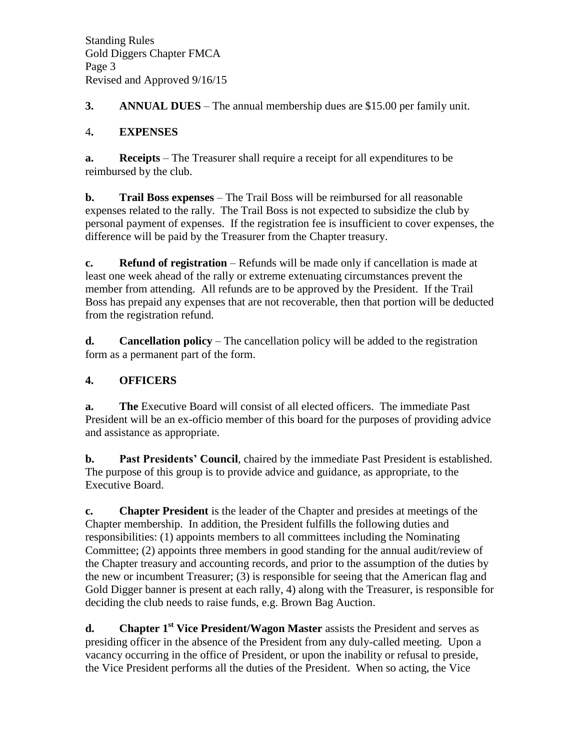**3. ANNUAL DUES** – The annual membership dues are $15.00 per family unit.

## 4. EXPENSES

**a. Receipts** – The Treasurer shall require a receipt for all expenditures to be reimbursed by the club.

**b. Trail Boss expenses** – The Trail Boss will be reimbursed for all reasonable expenses related to the rally. The Trail Boss is not expected to subsidize the club by personal payment of expenses. If the registration fee is insufficient to cover expenses, the difference will be paid by the Treasurer from the Chapter treasury.

**c. Refund of registration** – Refunds will be made only if cancellation is made at least one week ahead of the rally or extreme extenuating circumstances prevent the member from attending. All refunds are to be approved by the President. If the Trail Boss has prepaid any expenses that are not recoverable, then that portion will be deducted from the registration refund.

**d. Cancellation policy** – The cancellation policy will be added to the registration form as a permanent part of the form.

## 4. OFFICERS

**a. The** Executive Board will consist of all elected officers. The immediate Past President will be an ex-officio member of this board for the purposes of providing advice and assistance as appropriate.

**b. Past Presidents' Council**, chaired by the immediate Past President is established. The purpose of this group is to provide advice and guidance, as appropriate, to the Executive Board.

**c. Chapter President** is the leader of the Chapter and presides at meetings of the Chapter membership. In addition, the President fulfills the following duties and responsibilities: (1) appoints members to all committees including the Nominating Committee; (2) appoints three members in good standing for the annual audit/review of the Chapter treasury and accounting records, and prior to the assumption of the duties by the new or incumbent Treasurer; (3) is responsible for seeing that the American flag and Gold Digger banner is present at each rally, 4) along with the Treasurer, is responsible for deciding the club needs to raise funds, e.g. Brown Bag Auction.

**d. Chapter 1st Vice President/Wagon Master** assists the President and serves as presiding officer in the absence of the President from any duly-called meeting. Upon a vacancy occurring in the office of President, or upon the inability or refusal to preside, the Vice President performs all the duties of the President. When so acting, the Vice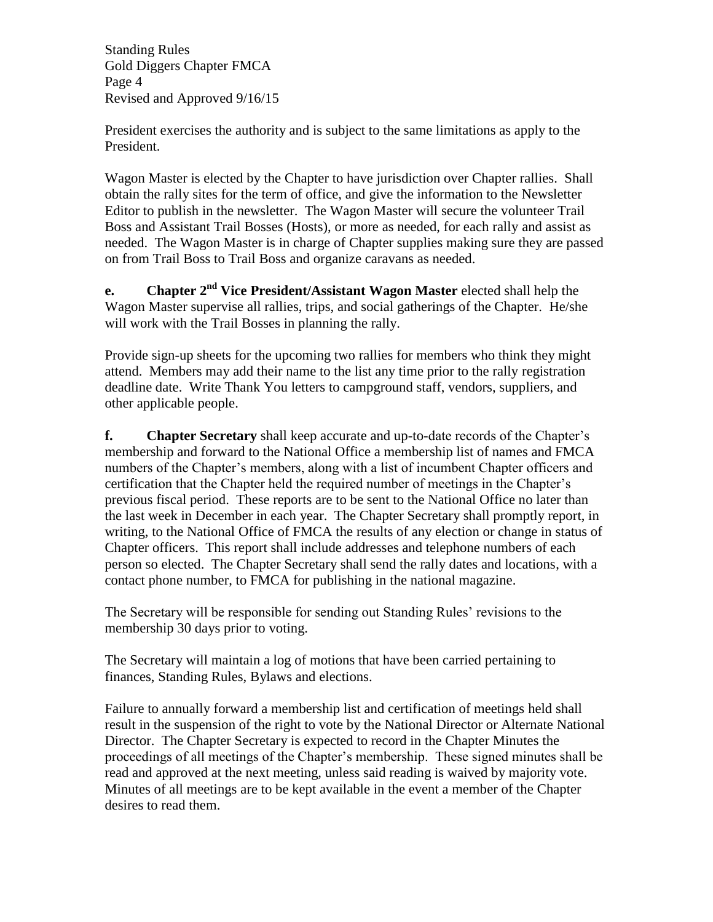President exercises the authority and is subject to the same limitations as apply to the President.

Wagon Master is elected by the Chapter to have jurisdiction over Chapter rallies. Shall obtain the rally sites for the term of office, and give the information to the Newsletter Editor to publish in the newsletter. The Wagon Master will secure the volunteer Trail Boss and Assistant Trail Bosses (Hosts), or more as needed, for each rally and assist as needed. The Wagon Master is in charge of Chapter supplies making sure they are passed on from Trail Boss to Trail Boss and organize caravans as needed.

**e. Chapter 2nd Vice President/Assistant Wagon Master** elected shall help the Wagon Master supervise all rallies, trips, and social gatherings of the Chapter. He/she will work with the Trail Bosses in planning the rally.

Provide sign-up sheets for the upcoming two rallies for members who think they might attend. Members may add their name to the list any time prior to the rally registration deadline date. Write Thank You letters to campground staff, vendors, suppliers, and other applicable people.

**f. Chapter Secretary** shall keep accurate and up-to-date records of the Chapter's membership and forward to the National Office a membership list of names and FMCA numbers of the Chapter's members, along with a list of incumbent Chapter officers and certification that the Chapter held the required number of meetings in the Chapter's previous fiscal period. These reports are to be sent to the National Office no later than the last week in December in each year. The Chapter Secretary shall promptly report, in writing, to the National Office of FMCA the results of any election or change in status of Chapter officers. This report shall include addresses and telephone numbers of each person so elected. The Chapter Secretary shall send the rally dates and locations, with a contact phone number, to FMCA for publishing in the national magazine.

The Secretary will be responsible for sending out Standing Rules' revisions to the membership 30 days prior to voting.

The Secretary will maintain a log of motions that have been carried pertaining to finances, Standing Rules, Bylaws and elections.

Failure to annually forward a membership list and certification of meetings held shall result in the suspension of the right to vote by the National Director or Alternate National Director. The Chapter Secretary is expected to record in the Chapter Minutes the proceedings of all meetings of the Chapter's membership. These signed minutes shall be read and approved at the next meeting, unless said reading is waived by majority vote. Minutes of all meetings are to be kept available in the event a member of the Chapter desires to read them.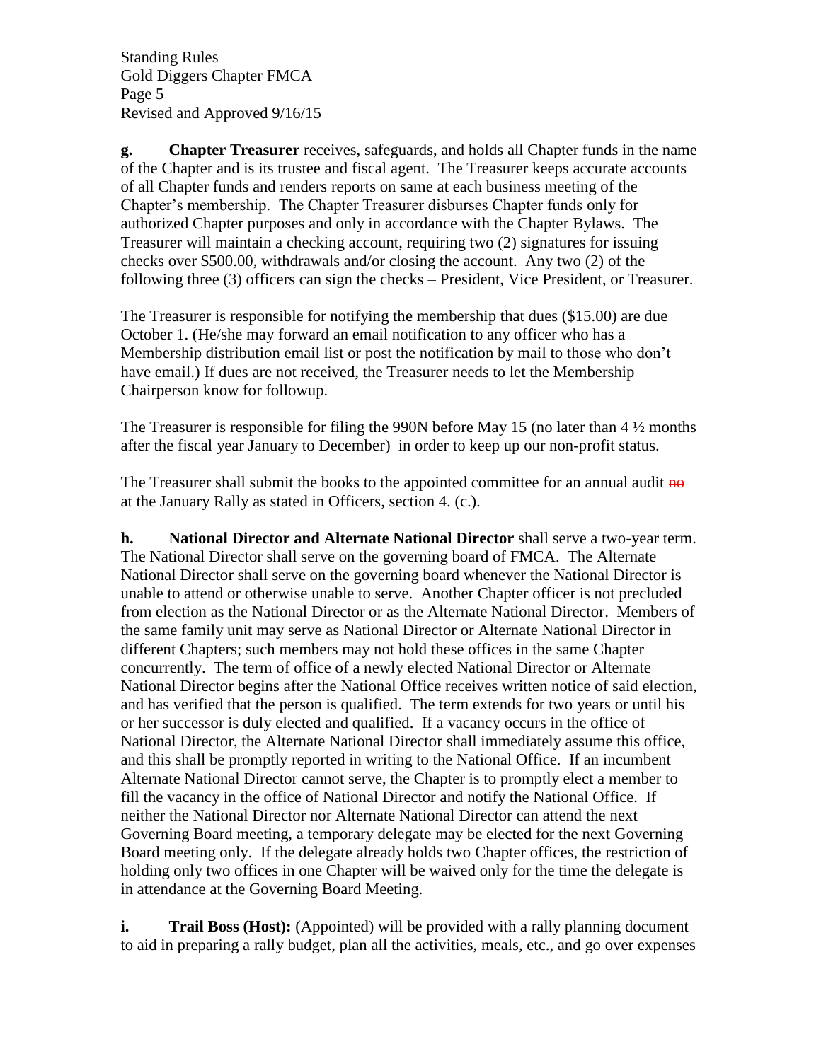**g. Chapter Treasurer** receives, safeguards, and holds all Chapter funds in the name of the Chapter and is its trustee and fiscal agent. The Treasurer keeps accurate accounts of all Chapter funds and renders reports on same at each business meeting of the Chapter's membership. The Chapter Treasurer disburses Chapter funds only for authorized Chapter purposes and only in accordance with the Chapter Bylaws. The Treasurer will maintain a checking account, requiring two (2) signatures for issuing checks over $500.00, withdrawals and/or closing the account. Any two (2) of the following three (3) officers can sign the checks – President, Vice President, or Treasurer.

The Treasurer is responsible for notifying the membership that dues ($15.00) are due October 1. (He/she may forward an email notification to any officer who has a Membership distribution email list or post the notification by mail to those who don't have email.) If dues are not received, the Treasurer needs to let the Membership Chairperson know for followup.

The Treasurer is responsible for filing the 990N before May 15 (no later than 4 ½ months after the fiscal year January to December) in order to keep up our non-profit status.

The Treasurer shall submit the books to the appointed committee for an annual audit ~~no~~ at the January Rally as stated in Officers, section 4. (c.).

**h. National Director and Alternate National Director** shall serve a two-year term. The National Director shall serve on the governing board of FMCA. The Alternate National Director shall serve on the governing board whenever the National Director is unable to attend or otherwise unable to serve. Another Chapter officer is not precluded from election as the National Director or as the Alternate National Director. Members of the same family unit may serve as National Director or Alternate National Director in different Chapters; such members may not hold these offices in the same Chapter concurrently. The term of office of a newly elected National Director or Alternate National Director begins after the National Office receives written notice of said election, and has verified that the person is qualified. The term extends for two years or until his or her successor is duly elected and qualified. If a vacancy occurs in the office of National Director, the Alternate National Director shall immediately assume this office, and this shall be promptly reported in writing to the National Office. If an incumbent Alternate National Director cannot serve, the Chapter is to promptly elect a member to fill the vacancy in the office of National Director and notify the National Office. If neither the National Director nor Alternate National Director can attend the next Governing Board meeting, a temporary delegate may be elected for the next Governing Board meeting only. If the delegate already holds two Chapter offices, the restriction of holding only two offices in one Chapter will be waived only for the time the delegate is in attendance at the Governing Board Meeting.

**i. Trail Boss (Host):** (Appointed) will be provided with a rally planning document to aid in preparing a rally budget, plan all the activities, meals, etc., and go over expenses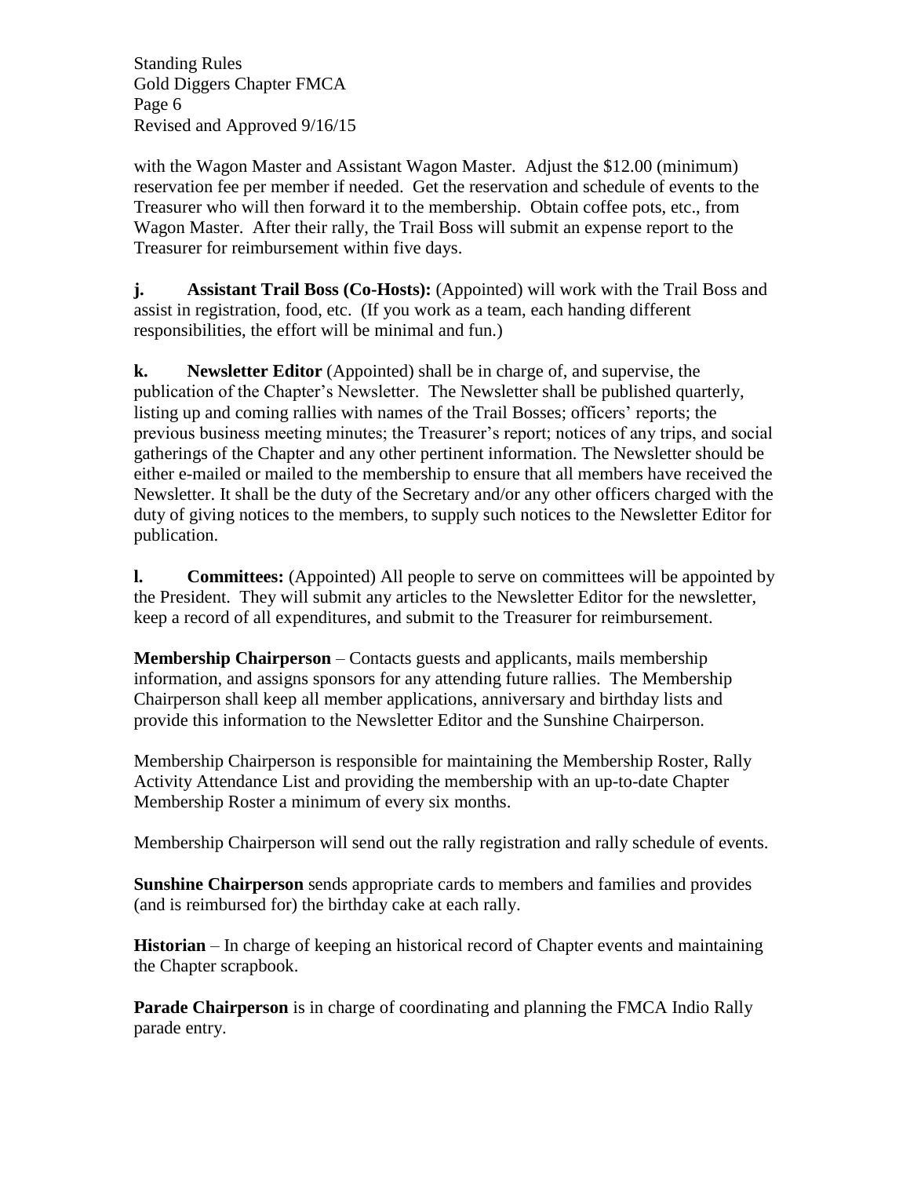with the Wagon Master and Assistant Wagon Master. Adjust the $12.00 (minimum) reservation fee per member if needed. Get the reservation and schedule of events to the Treasurer who will then forward it to the membership. Obtain coffee pots, etc., from Wagon Master. After their rally, the Trail Boss will submit an expense report to the Treasurer for reimbursement within five days.

**j. Assistant Trail Boss (Co-Hosts):** (Appointed) will work with the Trail Boss and assist in registration, food, etc. (If you work as a team, each handing different responsibilities, the effort will be minimal and fun.)

**k. Newsletter Editor** (Appointed) shall be in charge of, and supervise, the publication of the Chapter's Newsletter. The Newsletter shall be published quarterly, listing up and coming rallies with names of the Trail Bosses; officers' reports; the previous business meeting minutes; the Treasurer's report; notices of any trips, and social gatherings of the Chapter and any other pertinent information. The Newsletter should be either e-mailed or mailed to the membership to ensure that all members have received the Newsletter. It shall be the duty of the Secretary and/or any other officers charged with the duty of giving notices to the members, to supply such notices to the Newsletter Editor for publication.

**l. Committees:** (Appointed) All people to serve on committees will be appointed by the President. They will submit any articles to the Newsletter Editor for the newsletter, keep a record of all expenditures, and submit to the Treasurer for reimbursement.

**Membership Chairperson** – Contacts guests and applicants, mails membership information, and assigns sponsors for any attending future rallies. The Membership Chairperson shall keep all member applications, anniversary and birthday lists and provide this information to the Newsletter Editor and the Sunshine Chairperson.

Membership Chairperson is responsible for maintaining the Membership Roster, Rally Activity Attendance List and providing the membership with an up-to-date Chapter Membership Roster a minimum of every six months.

Membership Chairperson will send out the rally registration and rally schedule of events.

**Sunshine Chairperson** sends appropriate cards to members and families and provides (and is reimbursed for) the birthday cake at each rally.

**Historian** – In charge of keeping an historical record of Chapter events and maintaining the Chapter scrapbook.

**Parade Chairperson** is in charge of coordinating and planning the FMCA Indio Rally parade entry.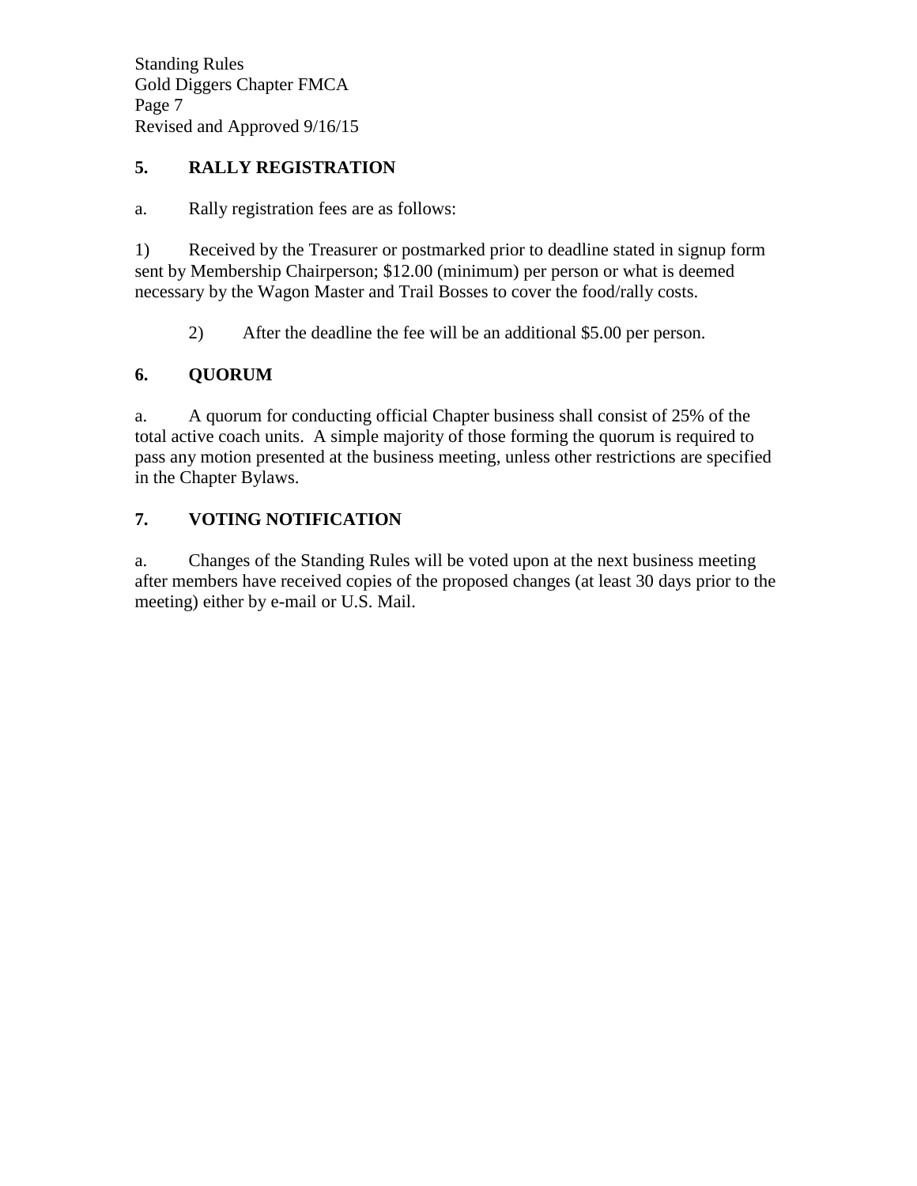## 5. RALLY REGISTRATION

a. Rally registration fees are as follows:

1) Received by the Treasurer or postmarked prior to deadline stated in signup form sent by Membership Chairperson; $12.00 (minimum) per person or what is deemed necessary by the Wagon Master and Trail Bosses to cover the food/rally costs.

2) After the deadline the fee will be an additional $5.00 per person.

## 6. QUORUM

a. A quorum for conducting official Chapter business shall consist of 25% of the total active coach units. A simple majority of those forming the quorum is required to pass any motion presented at the business meeting, unless other restrictions are specified in the Chapter Bylaws.

## 7. VOTING NOTIFICATION

a. Changes of the Standing Rules will be voted upon at the next business meeting after members have received copies of the proposed changes (at least 30 days prior to the meeting) either by e-mail or U.S. Mail.